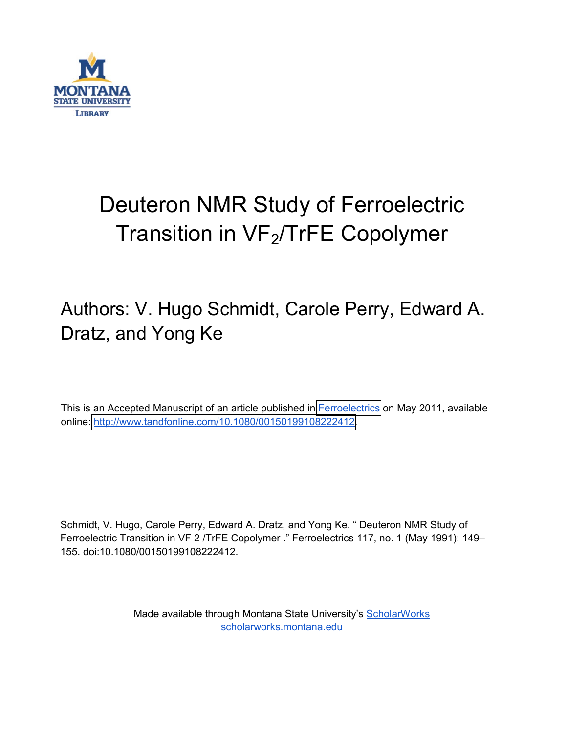MONTANA STATE UNIVERSITY LIBRARY

# Deuteron NMR Study of Ferroelectric Transition in $VF_2$/TrFE Copolymer

Authors: V. Hugo Schmidt, Carole Perry, Edward A. Dratz, and Yong Ke

This is an Accepted Manuscript of an article published in Ferroelectrics on May 2011, available online: http://www.tandfonline.com/10.1080/00150199108222412.

Schmidt, V. Hugo, Carole Perry, Edward A. Dratz, and Yong Ke. " Deuteron NMR Study of Ferroelectric Transition in VF 2 /TrFE Copolymer ." Ferroelectrics 117, no. 1 (May 1991): 149–155. doi:10.1080/00150199108222412.

Made available through Montana State University's ScholarWorks scholarworks.montana.edu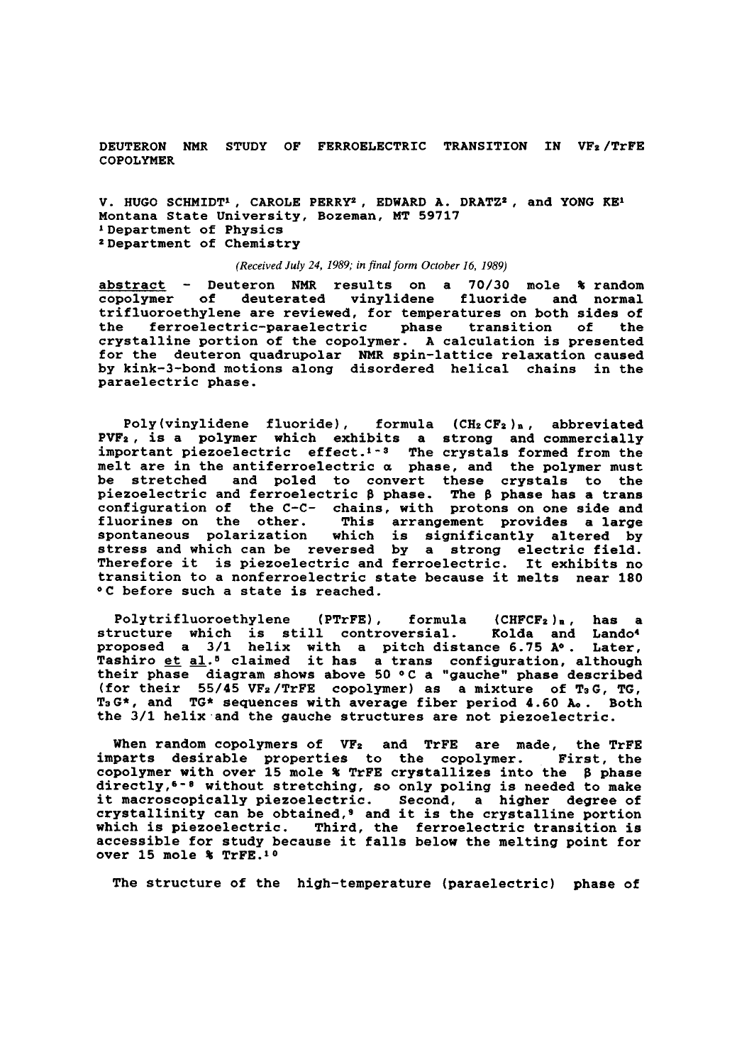DEUTERON NMR STUDY OF FERROELECTRIC TRANSITION IN $VF_2$/TrFE COPOLYMER

V. HUGO SCHMIDT[1], CAROLE PERRY[2], EDWARD A. DRATZ[2], and YONG KE[1]
Montana State University, Bozeman, MT 59717
[1] Department of Physics
[2] Department of Chemistry

*(Received July 24, 1989; in final form October 16, 1989)*

abstract - Deuteron NMR results on a 70/30 mole % random copolymer of deuterated vinylidene fluoride and normal trifluoroethylene are reviewed, for temperatures on both sides of the ferroelectric-paraelectric phase transition of the crystalline portion of the copolymer. A calculation is presented for the deuteron quadrupolar NMR spin-lattice relaxation caused by kink-3-bond motions along disordered helical chains in the paraelectric phase.

Poly(vinylidene fluoride), formula $(CH_2CF_2)_n$, abbreviated $PVF_2$, is a polymer which exhibits a strong and commercially important piezoelectric effect.[1-3] The crystals formed from the melt are in the antiferroelectric α phase, and the polymer must be stretched and poled to convert these crystals to the piezoelectric and ferroelectric β phase. The β phase has a trans configuration of the C-C- chains, with protons on one side and fluorines on the other. This arrangement provides a large spontaneous polarization which is significantly altered by stress and which can be reversed by a strong electric field. Therefore it is piezoelectric and ferroelectric. It exhibits no transition to a nonferroelectric state because it melts near 180 °C before such a state is reached.

Polytrifluoroethylene (PTrFE), formula $(CHFCF_2)_n$, has a structure which is still controversial. Kolda and Lando[4] proposed a 3/1 helix with a pitch distance 6.75 A°. Later, Tashiro *et al.*[5] claimed it has a trans configuration, although their phase diagram shows above 50 °C a "gauche" phase described (for their 55/45 $VF_2$/TrFE copolymer) as a mixture of $T_3G$, TG, $T_3G^*$, and $TG^*$ sequences with average fiber period 4.60 A°. Both the 3/1 helix and the gauche structures are not piezoelectric.

When random copolymers of $VF_2$ and TrFE are made, the TrFE imparts desirable properties to the copolymer. First, the copolymer with over 15 mole % TrFE crystallizes into the β phase directly,[6-8] without stretching, so only poling is needed to make it macroscopically piezoelectric. Second, a higher degree of crystallinity can be obtained,[9] and it is the crystalline portion which is piezoelectric. Third, the ferroelectric transition is accessible for study because it falls below the melting point for over 15 mole % TrFE.[10]

The structure of the high-temperature (paraelectric) phase of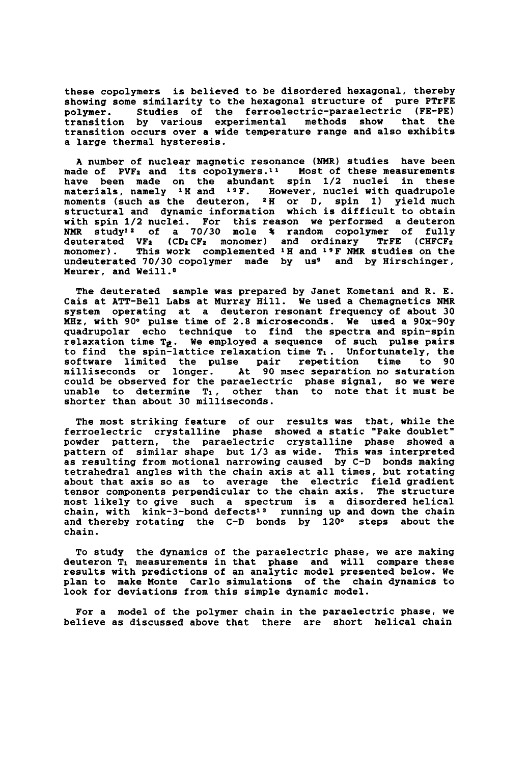these copolymers is believed to be disordered hexagonal, thereby showing some similarity to the hexagonal structure of pure PTrFE polymer. Studies of the ferroelectric-paraelectric (FE-PE) transition by various experimental methods show that the transition occurs over a wide temperature range and also exhibits a large thermal hysteresis.

A number of nuclear magnetic resonance (NMR) studies have been made of $PVF_2$ and its copolymers.[11] Most of these measurements have been made on the abundant spin 1/2 nuclei in these materials, namely $^1H$ and $^{19}F$. However, nuclei with quadrupole moments (such as the deuteron, $^2H$ or D, spin 1) yield much structural and dynamic information which is difficult to obtain with spin 1/2 nuclei. For this reason we performed a deuteron NMR study[12] of a 70/30 mole % random copolymer of fully deuterated $VF_2$ ($CD_2CF_2$ monomer) and ordinary TrFE ($CHFCF_2$ monomer). This work complemented $^1H$ and $^{19}F$ NMR studies on the undeuterated 70/30 copolymer made by us[9] and by Hirschinger, Meurer, and Weill.[8]

The deuterated sample was prepared by Janet Kometani and R. E. Cais at ATT-Bell Labs at Murray Hill. We used a Chemagnetics NMR system operating at a deuteron resonant frequency of about 30 MHz, with 90° pulse time of 2.8 microseconds. We used a 90x-90y quadrupolar echo technique to find the spectra and spin-spin relaxation time $T_2$. We employed a sequence of such pulse pairs to find the spin-lattice relaxation time $T_1$. Unfortunately, the software limited the pulse pair repetition time to 90 milliseconds or longer. At 90 msec separation no saturation could be observed for the paraelectric phase signal, so we were unable to determine $T_1$, other than to note that it must be shorter than about 30 milliseconds.

The most striking feature of our results was that, while the ferroelectric crystalline phase showed a static "Pake doublet" powder pattern, the paraelectric crystalline phase showed a pattern of similar shape but 1/3 as wide. This was interpreted as resulting from motional narrowing caused by C-D bonds making tetrahedral angles with the chain axis at all times, but rotating about that axis so as to average the electric field gradient tensor components perpendicular to the chain axis. The structure most likely to give such a spectrum is a disordered helical chain, with kink-3-bond defects[13] running up and down the chain and thereby rotating the C-D bonds by 120° steps about the chain.

To study the dynamics of the paraelectric phase, we are making deuteron $T_1$ measurements in that phase and will compare these results with predictions of an analytic model presented below. We plan to make Monte Carlo simulations of the chain dynamics to look for deviations from this simple dynamic model.

For a model of the polymer chain in the paraelectric phase, we believe as discussed above that there are short helical chain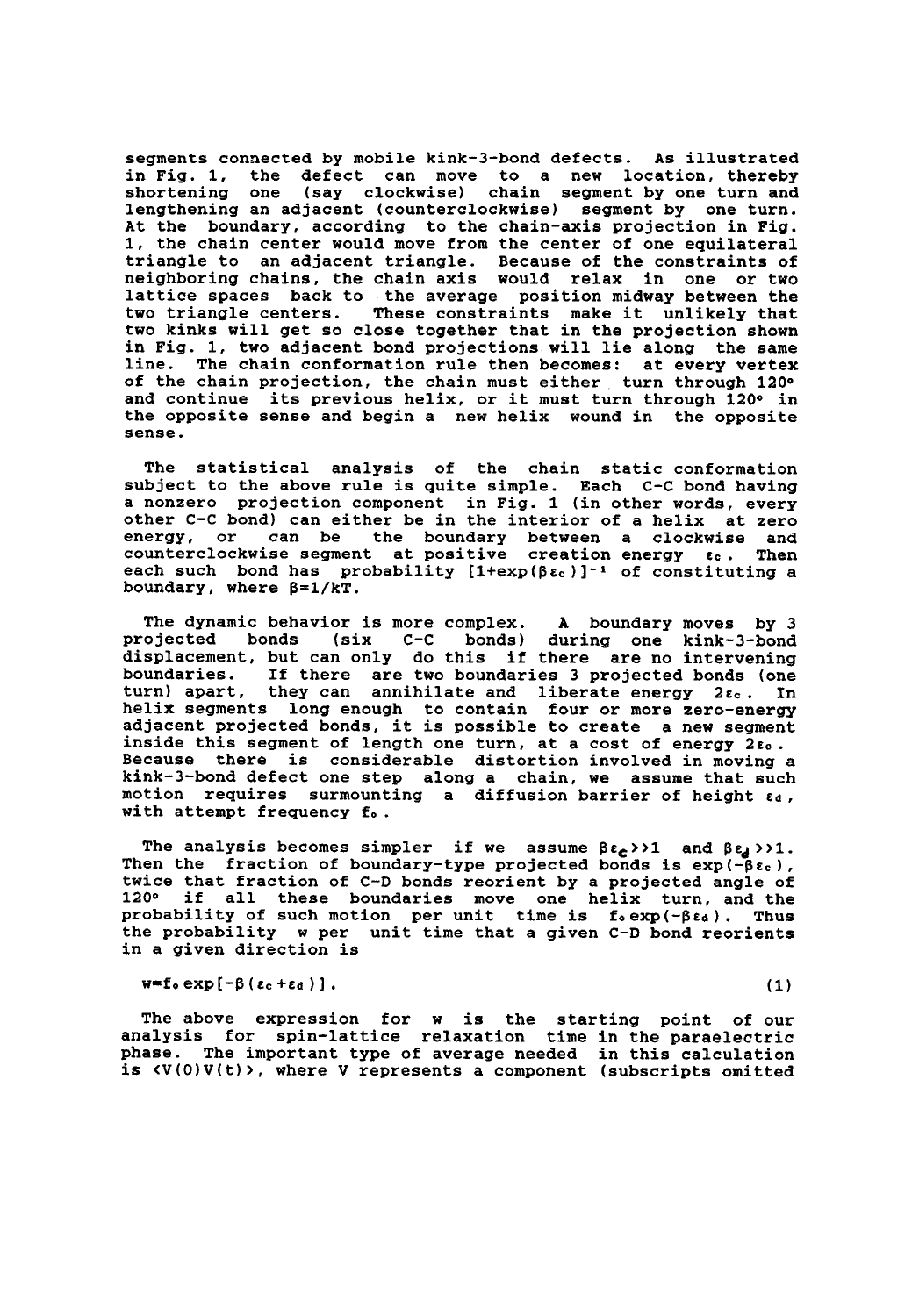segments connected by mobile kink-3-bond defects. As illustrated in Fig. 1, the defect can move to a new location, thereby shortening one (say clockwise) chain segment by one turn and lengthening an adjacent (counterclockwise) segment by one turn. At the boundary, according to the chain-axis projection in Fig. 1, the chain center would move from the center of one equilateral triangle to an adjacent triangle. Because of the constraints of neighboring chains, the chain axis would relax in one or two lattice spaces back to the average position midway between the two triangle centers. These constraints make it unlikely that two kinks will get so close together that in the projection shown in Fig. 1, two adjacent bond projections will lie along the same line. The chain conformation rule then becomes: at every vertex of the chain projection, the chain must either turn through 120° and continue its previous helix, or it must turn through 120° in the opposite sense and begin a new helix wound in the opposite sense.

The statistical analysis of the chain static conformation subject to the above rule is quite simple. Each C-C bond having a nonzero projection component in Fig. 1 (in other words, every other C-C bond) can either be in the interior of a helix at zero energy, or can be the boundary between a clockwise and counterclockwise segment at positive creation energy $\varepsilon_c$. Then each such bond has probability $[1+\exp(\beta\varepsilon_c)]^{-1}$ of constituting a boundary, where $\beta=1/kT$.

The dynamic behavior is more complex. A boundary moves by 3 projected bonds (six C-C bonds) during one kink-3-bond displacement, but can only do this if there are no intervening boundaries. If there are two boundaries 3 projected bonds (one turn) apart, they can annihilate and liberate energy $2\varepsilon_c$. In helix segments long enough to contain four or more zero-energy adjacent projected bonds, it is possible to create a new segment inside this segment of length one turn, at a cost of energy $2\varepsilon_c$. Because there is considerable distortion involved in moving a kink-3-bond defect one step along a chain, we assume that such motion requires surmounting a diffusion barrier of height $\varepsilon_d$, with attempt frequency $f_o$.

The analysis becomes simpler if we assume $\beta\varepsilon_c \gg 1$ and $\beta\varepsilon_d \gg 1$. Then the fraction of boundary-type projected bonds is $\exp(-\beta\varepsilon_c)$, twice that fraction of C-D bonds reorient by a projected angle of 120° if all these boundaries move one helix turn, and the probability of such motion per unit time is $f_o\exp(-\beta\varepsilon_d)$. Thus the probability w per unit time that a given C-D bond reorients in a given direction is

$$w=f_o\exp[-\beta(\varepsilon_c+\varepsilon_d)]. \tag{1}$$

The above expression for w is the starting point of our analysis for spin-lattice relaxation time in the paraelectric phase. The important type of average needed in this calculation is $\langle V(0)V(t)\rangle$, where V represents a component (subscripts omitted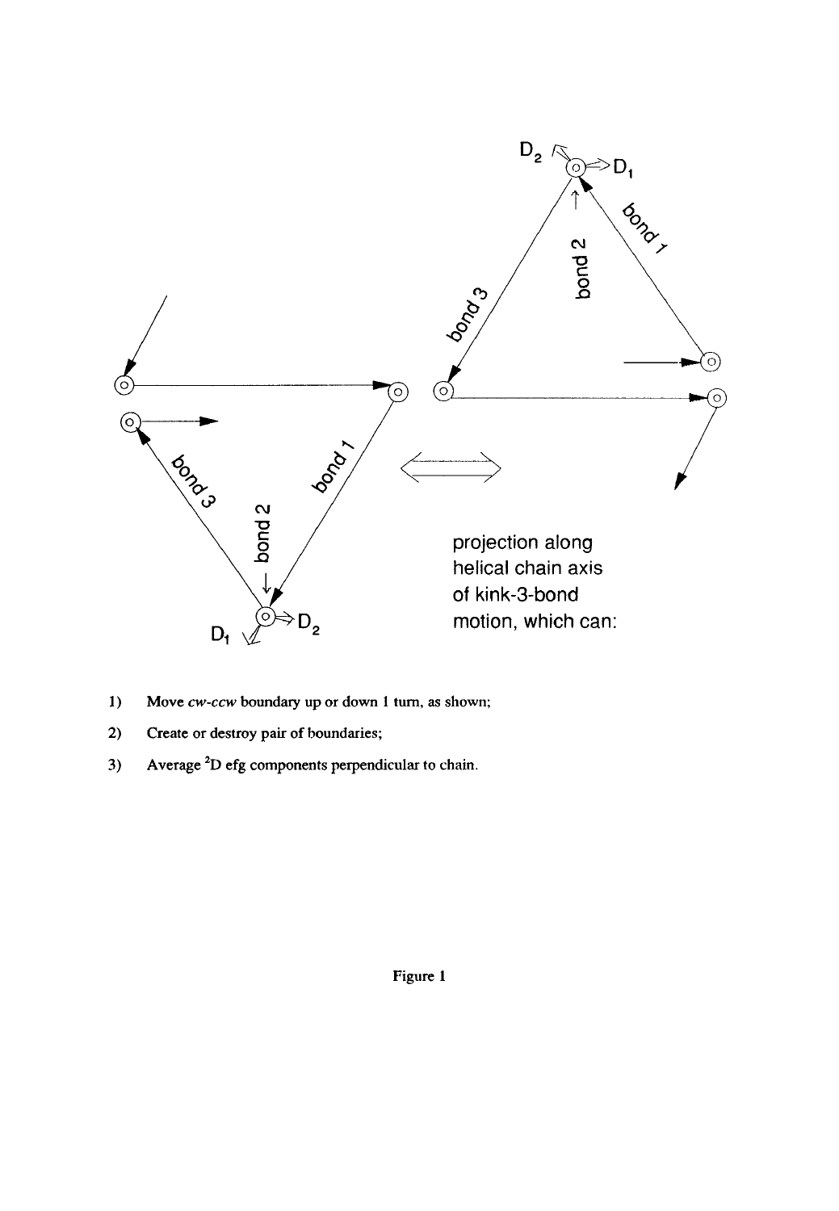projection along
helical chain axis
of kink-3-bond
motion, which can:

1) Move *cw-ccw* boundary up or down 1 turn, as shown;
2) Create or destroy pair of boundaries;
3) Average $^2$D efg components perpendicular to chain.

Figure 1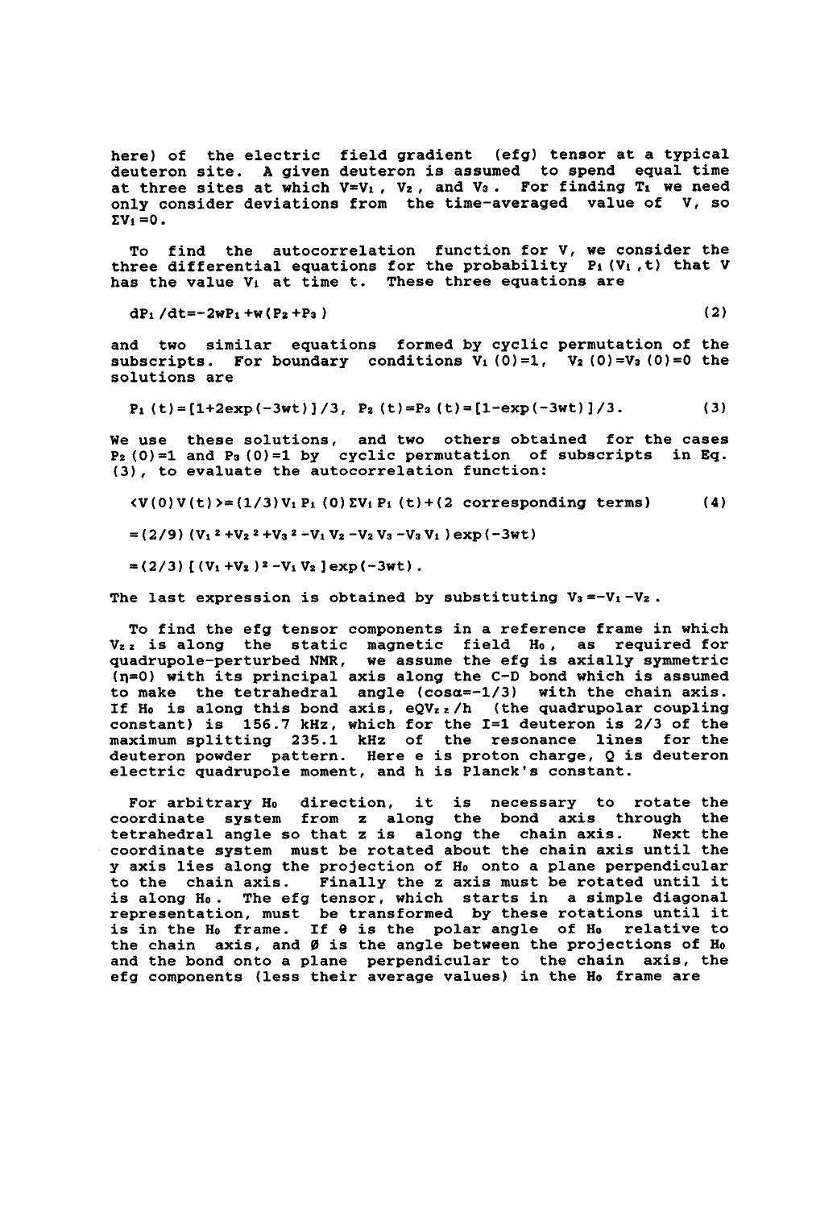here) of the electric field gradient (efg) tensor at a typical deuteron site. A given deuteron is assumed to spend equal time at three sites at which $V=V_1$, $V_2$, and $V_3$. For finding $T_1$ we need only consider deviations from the time-averaged value of V, so $\Sigma V_i=0$.

To find the autocorrelation function for V, we consider the three differential equations for the probability $P_i(V_i,t)$ that V has the value $V_i$ at time t. These three equations are

$$dP_1/dt=-2wP_1+w(P_2+P_3) \tag{2}$$

and two similar equations formed by cyclic permutation of the subscripts. For boundary conditions $V_1(0)=1$, $V_2(0)=V_3(0)=0$ the solutions are

$$P_1(t)=[1+2\exp(-3wt)]/3,\quad P_2(t)=P_3(t)=[1-\exp(-3wt)]/3. \tag{3}$$

We use these solutions, and two others obtained for the cases $P_2(0)=1$ and $P_3(0)=1$ by cyclic permutation of subscripts in Eq. (3), to evaluate the autocorrelation function:

$$\langle V(0)V(t)\rangle=(1/3)V_1P_1(0)\Sigma V_iP_i(t)+(2\text{ corresponding terms}) \tag{4}$$

$$=(2/9)(V_1{}^2+V_2{}^2+V_3{}^2-V_1V_2-V_2V_3-V_3V_1)\exp(-3wt)$$

$$=(2/3)[(V_1+V_2)^2-V_1V_2]\exp(-3wt).$$

The last expression is obtained by substituting $V_3=-V_1-V_2$.

To find the efg tensor components in a reference frame in which $V_{zz}$ is along the static magnetic field $H_0$, as required for quadrupole-perturbed NMR, we assume the efg is axially symmetric ($\eta=0$) with its principal axis along the C-D bond which is assumed to make the tetrahedral angle ($\cos\alpha=-1/3$) with the chain axis. If $H_0$ is along this bond axis, $eQV_{zz}/h$ (the quadrupolar coupling constant) is 156.7 kHz, which for the I=1 deuteron is 2/3 of the maximum splitting 235.1 kHz of the resonance lines for the deuteron powder pattern. Here e is proton charge, Q is deuteron electric quadrupole moment, and h is Planck's constant.

For arbitrary $H_0$ direction, it is necessary to rotate the coordinate system from z along the bond axis through the tetrahedral angle so that z is along the chain axis. Next the coordinate system must be rotated about the chain axis until the y axis lies along the projection of $H_0$ onto a plane perpendicular to the chain axis. Finally the z axis must be rotated until it is along $H_0$. The efg tensor, which starts in a simple diagonal representation, must be transformed by these rotations until it is in the $H_0$ frame. If $\theta$ is the polar angle of $H_0$ relative to the chain axis, and $\phi$ is the angle between the projections of $H_0$ and the bond onto a plane perpendicular to the chain axis, the efg components (less their average values) in the $H_0$ frame are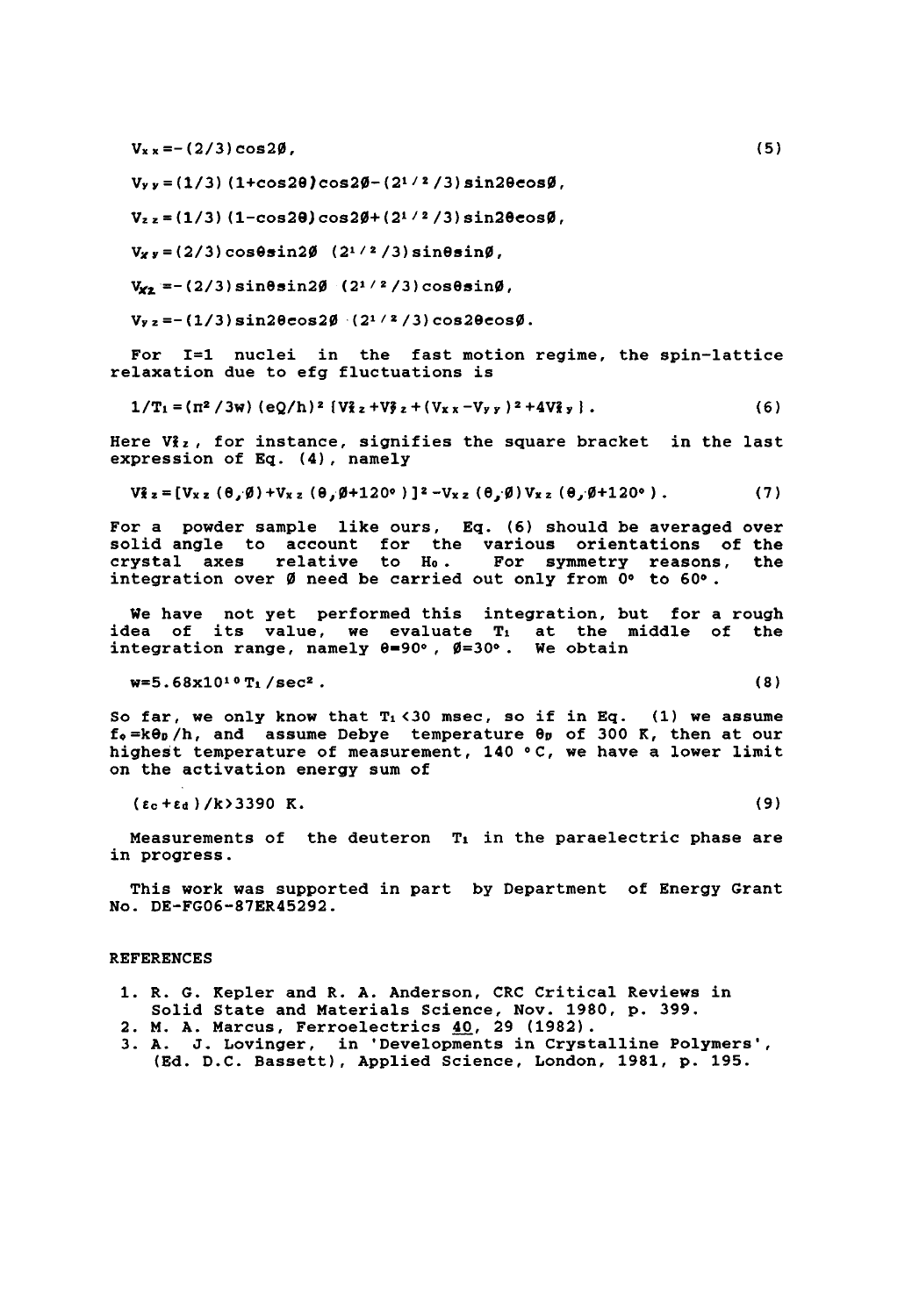$$V_{xx} = -(2/3)\cos 2\phi, \tag{5}$$

$$V_{yy} = (1/3)(1+\cos 2\theta)\cos 2\phi - (2^{1/2}/3)\sin 2\theta\cos\phi,$$

$$V_{zz} = (1/3)(1-\cos 2\theta)\cos 2\phi + (2^{1/2}/3)\sin 2\theta\cos\phi,$$

$$V_{xy} = (2/3)\cos\theta\sin 2\phi \ (2^{1/2}/3)\sin\theta\sin\phi,$$

$$V_{xz} = -(2/3)\sin\theta\sin 2\phi \ (2^{1/2}/3)\cos\theta\sin\phi,$$

$$V_{yz} = -(1/3)\sin 2\theta\cos 2\phi \ (2^{1/2}/3)\cos 2\theta\cos\phi.$$

For I=1 nuclei in the fast motion regime, the spin-lattice relaxation due to efg fluctuations is

$$1/T_1 = (\pi^2/3w)(eQ/h)^2 \{V_{xz}^2 + V_{yz}^2 + (V_{xx}-V_{yy})^2 + 4V_{xy}^2\}. \tag{6}$$

Here $V_{xz}^2$, for instance, signifies the square bracket in the last expression of Eq. (4), namely

$$V_{xz}^2 = [V_{xz}(\theta,\phi) + V_{xz}(\theta,\phi+120°)]^2 - V_{xz}(\theta,\phi)V_{xz}(\theta,\phi+120°). \tag{7}$$

For a powder sample like ours, Eq. (6) should be averaged over solid angle to account for the various orientations of the crystal axes relative to $H_0$. For symmetry reasons, the integration over $\phi$ need be carried out only from 0° to 60°.

We have not yet performed this integration, but for a rough idea of its value, we evaluate $T_1$ at the middle of the integration range, namely $\theta=90°$, $\phi=30°$. We obtain

$$w = 5.68\times10^{10}\, T_1/\text{sec}^2. \tag{8}$$

So far, we only know that $T_1 < 30$ msec, so if in Eq. (1) we assume $f_0 = k\theta_D/h$, and assume Debye temperature $\theta_D$ of 300 K, then at our highest temperature of measurement, 140 °C, we have a lower limit on the activation energy sum of

$$(\varepsilon_c + \varepsilon_d)/k > 3390 \text{ K}. \tag{9}$$

Measurements of the deuteron $T_1$ in the paraelectric phase are in progress.

This work was supported in part by Department of Energy Grant No. DE-FG06-87ER45292.

## REFERENCES

1. R. G. Kepler and R. A. Anderson, CRC Critical Reviews in Solid State and Materials Science, Nov. 1980, p. 399.
2. M. A. Marcus, Ferroelectrics 40, 29 (1982).
3. A. J. Lovinger, in 'Developments in Crystalline Polymers', (Ed. D.C. Bassett), Applied Science, London, 1981, p. 195.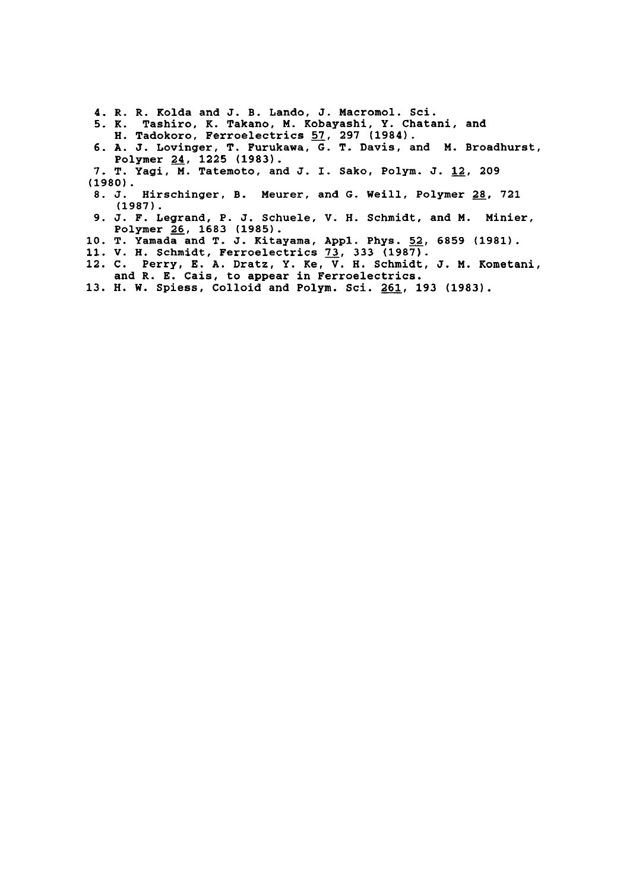4. R. R. Kolda and J. B. Lando, J. Macromol. Sci.
5. K. Tashiro, K. Takano, M. Kobayashi, Y. Chatani, and H. Tadokoro, Ferroelectrics 57, 297 (1984).
6. A. J. Lovinger, T. Furukawa, G. T. Davis, and M. Broadhurst, Polymer 24, 1225 (1983).
7. T. Yagi, M. Tatemoto, and J. I. Sako, Polym. J. 12, 209 (1980).
8. J. Hirschinger, B. Meurer, and G. Weill, Polymer 28, 721 (1987).
9. J. F. Legrand, P. J. Schuele, V. H. Schmidt, and M. Minier, Polymer 26, 1683 (1985).
10. T. Yamada and T. J. Kitayama, Appl. Phys. 52, 6859 (1981).
11. V. H. Schmidt, Ferroelectrics 73, 333 (1987).
12. C. Perry, E. A. Dratz, Y. Ke, V. H. Schmidt, J. M. Kometani, and R. E. Cais, to appear in Ferroelectrics.
13. H. W. Spiess, Colloid and Polym. Sci. 261, 193 (1983).